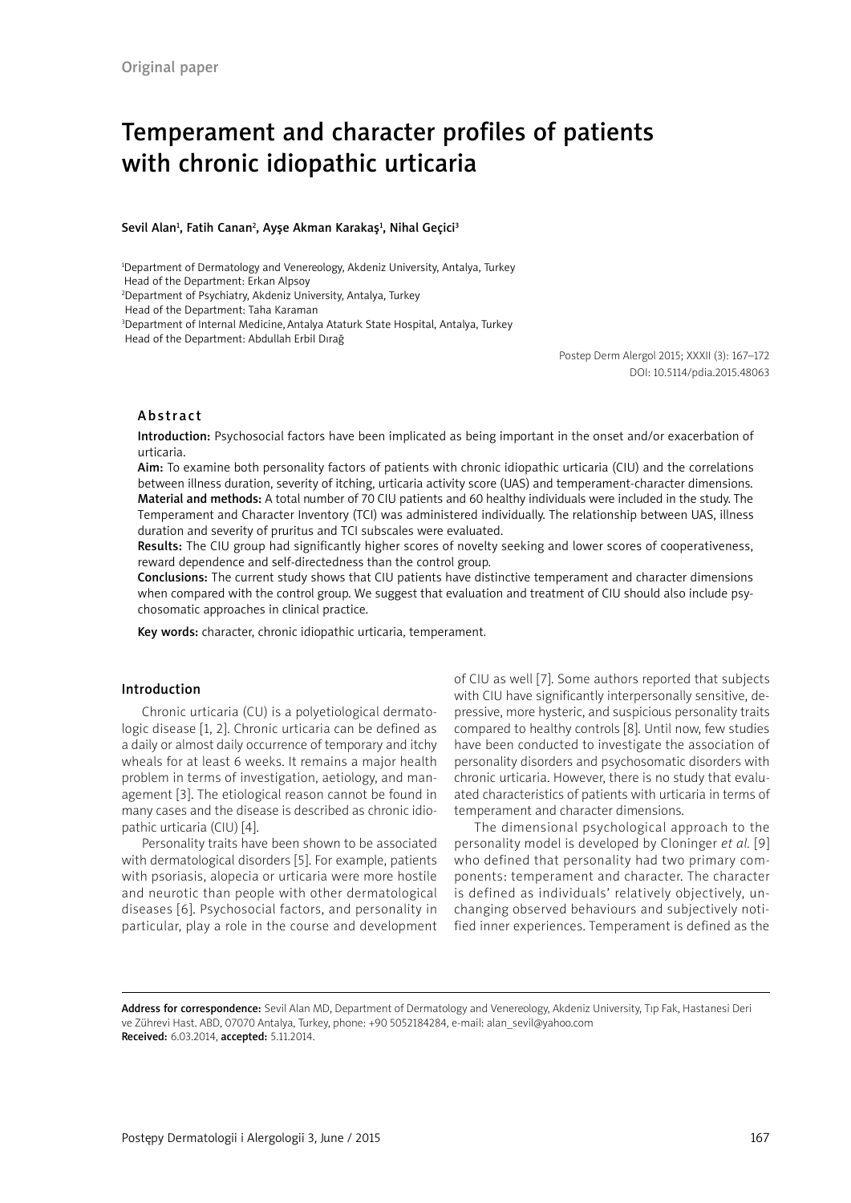Original paper

# Temperament and character profiles of patients with chronic idiopathic urticaria

**Sevil Alan[1], Fatih Canan[2], Ayşe Akman Karakaş[1], Nihal Geçici[3]**

[1]Department of Dermatology and Venereology, Akdeniz University, Antalya, Turkey
Head of the Department: Erkan Alpsoy
[2]Department of Psychiatry, Akdeniz University, Antalya, Turkey
Head of the Department: Taha Karaman
[3]Department of Internal Medicine, Antalya Ataturk State Hospital, Antalya, Turkey
Head of the Department: Abdullah Erbil Dırağ

Postep Derm Alergol 2015; XXXII (3): 167–172
DOI: 10.5114/pdia.2015.48063

## Abstract

**Introduction:** Psychosocial factors have been implicated as being important in the onset and/or exacerbation of urticaria.

**Aim:** To examine both personality factors of patients with chronic idiopathic urticaria (CIU) and the correlations between illness duration, severity of itching, urticaria activity score (UAS) and temperament-character dimensions.

**Material and methods:** A total number of 70 CIU patients and 60 healthy individuals were included in the study. The Temperament and Character Inventory (TCI) was administered individually. The relationship between UAS, illness duration and severity of pruritus and TCI subscales were evaluated.

**Results:** The CIU group had significantly higher scores of novelty seeking and lower scores of cooperativeness, reward dependence and self-directedness than the control group.

**Conclusions:** The current study shows that CIU patients have distinctive temperament and character dimensions when compared with the control group. We suggest that evaluation and treatment of CIU should also include psychosomatic approaches in clinical practice.

**Key words:** character, chronic idiopathic urticaria, temperament.

## Introduction

Chronic urticaria (CU) is a polyetiological dermatologic disease [1, 2]. Chronic urticaria can be defined as a daily or almost daily occurrence of temporary and itchy wheals for at least 6 weeks. It remains a major health problem in terms of investigation, aetiology, and management [3]. The etiological reason cannot be found in many cases and the disease is described as chronic idiopathic urticaria (CIU) [4].

Personality traits have been shown to be associated with dermatological disorders [5]. For example, patients with psoriasis, alopecia or urticaria were more hostile and neurotic than people with other dermatological diseases [6]. Psychosocial factors, and personality in particular, play a role in the course and development of CIU as well [7]. Some authors reported that subjects with CIU have significantly interpersonally sensitive, depressive, more hysteric, and suspicious personality traits compared to healthy controls [8]. Until now, few studies have been conducted to investigate the association of personality disorders and psychosomatic disorders with chronic urticaria. However, there is no study that evaluated characteristics of patients with urticaria in terms of temperament and character dimensions.

The dimensional psychological approach to the personality model is developed by Cloninger *et al.* [9] who defined that personality had two primary components: temperament and character. The character is defined as individuals' relatively objectively, unchanging observed behaviours and subjectively notified inner experiences. Temperament is defined as the

**Address for correspondence:** Sevil Alan MD, Department of Dermatology and Venereology, Akdeniz University, Tıp Fak, Hastanesi Deri ve Zührevi Hast. ABD, 07070 Antalya, Turkey, phone: +90 5052184284, e-mail: alan_sevil@yahoo.com
**Received:** 6.03.2014, **accepted:** 5.11.2014.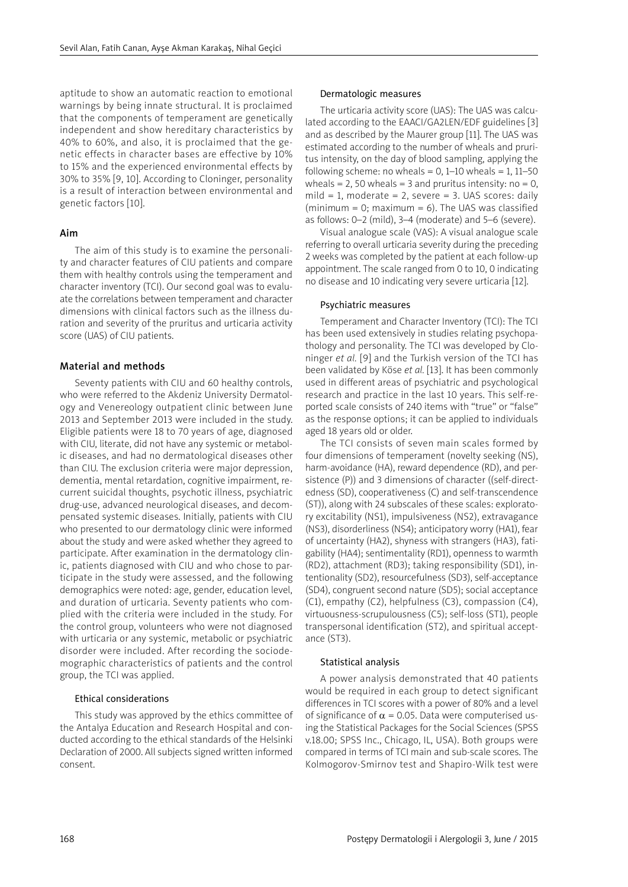aptitude to show an automatic reaction to emotional warnings by being innate structural. It is proclaimed that the components of temperament are genetically independent and show hereditary characteristics by 40% to 60%, and also, it is proclaimed that the genetic effects in character bases are effective by 10% to 15% and the experienced environmental effects by 30% to 35% [9, 10]. According to Cloninger, personality is a result of interaction between environmental and genetic factors [10].

## Aim

The aim of this study is to examine the personality and character features of CIU patients and compare them with healthy controls using the temperament and character inventory (TCI). Our second goal was to evaluate the correlations between temperament and character dimensions with clinical factors such as the illness duration and severity of the pruritus and urticaria activity score (UAS) of CIU patients.

## Material and methods

Seventy patients with CIU and 60 healthy controls, who were referred to the Akdeniz University Dermatology and Venereology outpatient clinic between June 2013 and September 2013 were included in the study. Eligible patients were 18 to 70 years of age, diagnosed with CIU, literate, did not have any systemic or metabolic diseases, and had no dermatological diseases other than CIU. The exclusion criteria were major depression, dementia, mental retardation, cognitive impairment, recurrent suicidal thoughts, psychotic illness, psychiatric drug-use, advanced neurological diseases, and decompensated systemic diseases. Initially, patients with CIU who presented to our dermatology clinic were informed about the study and were asked whether they agreed to participate. After examination in the dermatology clinic, patients diagnosed with CIU and who chose to participate in the study were assessed, and the following demographics were noted: age, gender, education level, and duration of urticaria. Seventy patients who complied with the criteria were included in the study. For the control group, volunteers who were not diagnosed with urticaria or any systemic, metabolic or psychiatric disorder were included. After recording the sociodemographic characteristics of patients and the control group, the TCI was applied.

### Ethical considerations

This study was approved by the ethics committee of the Antalya Education and Research Hospital and conducted according to the ethical standards of the Helsinki Declaration of 2000. All subjects signed written informed consent.

### Dermatologic measures

The urticaria activity score (UAS): The UAS was calculated according to the EAACI/GA2LEN/EDF guidelines [3] and as described by the Maurer group [11]. The UAS was estimated according to the number of wheals and pruritus intensity, on the day of blood sampling, applying the following scheme: no wheals = 0, 1–10 wheals = 1, 11–50 wheals = 2, 50 wheals = 3 and pruritus intensity: no = 0, mild = 1, moderate = 2, severe = 3. UAS scores: daily (minimum = 0; maximum = 6). The UAS was classified as follows: 0–2 (mild), 3–4 (moderate) and 5–6 (severe).

Visual analogue scale (VAS): A visual analogue scale referring to overall urticaria severity during the preceding 2 weeks was completed by the patient at each follow-up appointment. The scale ranged from 0 to 10, 0 indicating no disease and 10 indicating very severe urticaria [12].

### Psychiatric measures

Temperament and Character Inventory (TCI): The TCI has been used extensively in studies relating psychopathology and personality. The TCI was developed by Cloninger *et al.* [9] and the Turkish version of the TCI has been validated by Köse *et al.* [13]. It has been commonly used in different areas of psychiatric and psychological research and practice in the last 10 years. This self-reported scale consists of 240 items with "true" or "false" as the response options; it can be applied to individuals aged 18 years old or older.

The TCI consists of seven main scales formed by four dimensions of temperament (novelty seeking (NS), harm-avoidance (HA), reward dependence (RD), and persistence (P)) and 3 dimensions of character ((self-directedness (SD), cooperativeness (C) and self-transcendence (ST)), along with 24 subscales of these scales: exploratory excitability (NS1), impulsiveness (NS2), extravagance (NS3), disorderliness (NS4); anticipatory worry (HA1), fear of uncertainty (HA2), shyness with strangers (HA3), fatigability (HA4); sentimentality (RD1), openness to warmth (RD2), attachment (RD3); taking responsibility (SD1), intentionality (SD2), resourcefulness (SD3), self-acceptance (SD4), congruent second nature (SD5); social acceptance (C1), empathy (C2), helpfulness (C3), compassion (C4), virtuousness-scrupulousness (C5); self-loss (ST1), people transpersonal identification (ST2), and spiritual acceptance (ST3).

### Statistical analysis

A power analysis demonstrated that 40 patients would be required in each group to detect significant differences in TCI scores with a power of 80% and a level of significance of $\alpha = 0.05$. Data were computerised using the Statistical Packages for the Social Sciences (SPSS v.18.00; SPSS Inc., Chicago, IL, USA). Both groups were compared in terms of TCI main and sub-scale scores. The Kolmogorov-Smirnov test and Shapiro-Wilk test were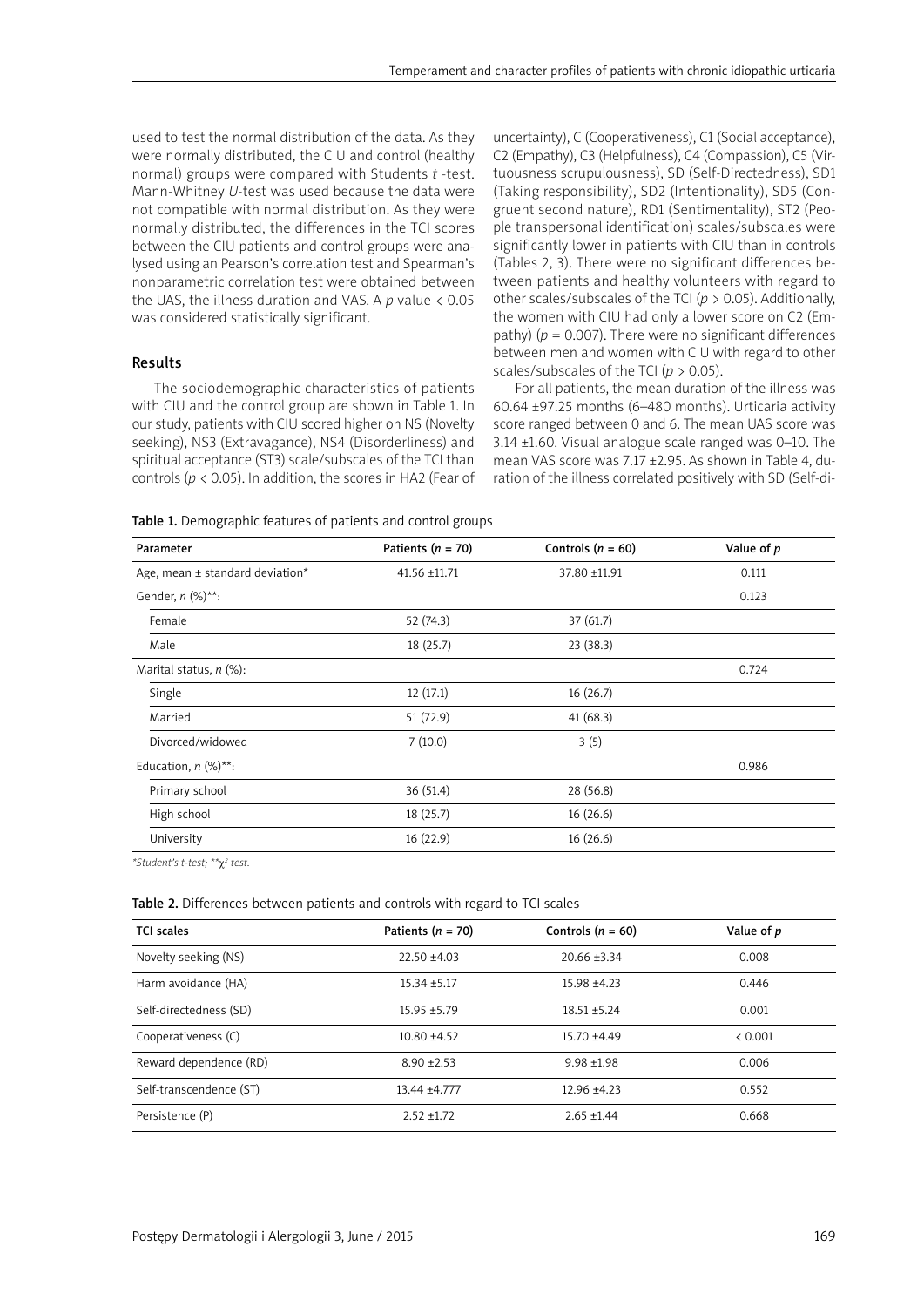used to test the normal distribution of the data. As they were normally distributed, the CIU and control (healthy normal) groups were compared with Students *t* -test. Mann-Whitney *U*-test was used because the data were not compatible with normal distribution. As they were normally distributed, the differences in the TCI scores between the CIU patients and control groups were analysed using an Pearson's correlation test and Spearman's nonparametric correlation test were obtained between the UAS, the illness duration and VAS. A $p$ value < 0.05 was considered statistically significant.

## Results

The sociodemographic characteristics of patients with CIU and the control group are shown in Table 1. In our study, patients with CIU scored higher on NS (Novelty seeking), NS3 (Extravagance), NS4 (Disorderliness) and spiritual acceptance (ST3) scale/subscales of the TCI than controls ($p < 0.05$). In addition, the scores in HA2 (Fear of uncertainty), C (Cooperativeness), C1 (Social acceptance), C2 (Empathy), C3 (Helpfulness), C4 (Compassion), C5 (Virtuousness scrupulousness), SD (Self-Directedness), SD1 (Taking responsibility), SD2 (Intentionality), SD5 (Congruent second nature), RD1 (Sentimentality), ST2 (People transpersonal identification) scales/subscales were significantly lower in patients with CIU than in controls (Tables 2, 3). There were no significant differences between patients and healthy volunteers with regard to other scales/subscales of the TCI ($p > 0.05$). Additionally, the women with CIU had only a lower score on C2 (Empathy) ($p = 0.007$). There were no significant differences between men and women with CIU with regard to other scales/subscales of the TCI ($p > 0.05$).

For all patients, the mean duration of the illness was 60.64 ±97.25 months (6–480 months). Urticaria activity score ranged between 0 and 6. The mean UAS score was 3.14 ±1.60. Visual analogue scale ranged was 0–10. The mean VAS score was 7.17 ±2.95. As shown in Table 4, duration of the illness correlated positively with SD (Self-di-

**Table 1.** Demographic features of patients and control groups

| Parameter | Patients ($n$ = 70) | Controls ($n$ = 60) | Value of $p$ |
|---|---|---|---|
| Age, mean ± standard deviation* | 41.56 ±11.71 | 37.80 ±11.91 | 0.111 |
| Gender, $n$ (%)**: | | | 0.123 |
| Female | 52 (74.3) | 37 (61.7) | |
| Male | 18 (25.7) | 23 (38.3) | |
| Marital status, $n$ (%): | | | 0.724 |
| Single | 12 (17.1) | 16 (26.7) | |
| Married | 51 (72.9) | 41 (68.3) | |
| Divorced/widowed | 7 (10.0) | 3 (5) | |
| Education, $n$ (%)**: | | | 0.986 |
| Primary school | 36 (51.4) | 28 (56.8) | |
| High school | 18 (25.7) | 16 (26.6) | |
| University | 16 (22.9) | 16 (26.6) | |

*Student's t-test; **$\chi^2$ test.*

**Table 2.** Differences between patients and controls with regard to TCI scales

| TCI scales | Patients ($n$ = 70) | Controls ($n$ = 60) | Value of $p$ |
|---|---|---|---|
| Novelty seeking (NS) | 22.50 ±4.03 | 20.66 ±3.34 | 0.008 |
| Harm avoidance (HA) | 15.34 ±5.17 | 15.98 ±4.23 | 0.446 |
| Self-directedness (SD) | 15.95 ±5.79 | 18.51 ±5.24 | 0.001 |
| Cooperativeness (C) | 10.80 ±4.52 | 15.70 ±4.49 | < 0.001 |
| Reward dependence (RD) | 8.90 ±2.53 | 9.98 ±1.98 | 0.006 |
| Self-transcendence (ST) | 13.44 ±4.777 | 12.96 ±4.23 | 0.552 |
| Persistence (P) | 2.52 ±1.72 | 2.65 ±1.44 | 0.668 |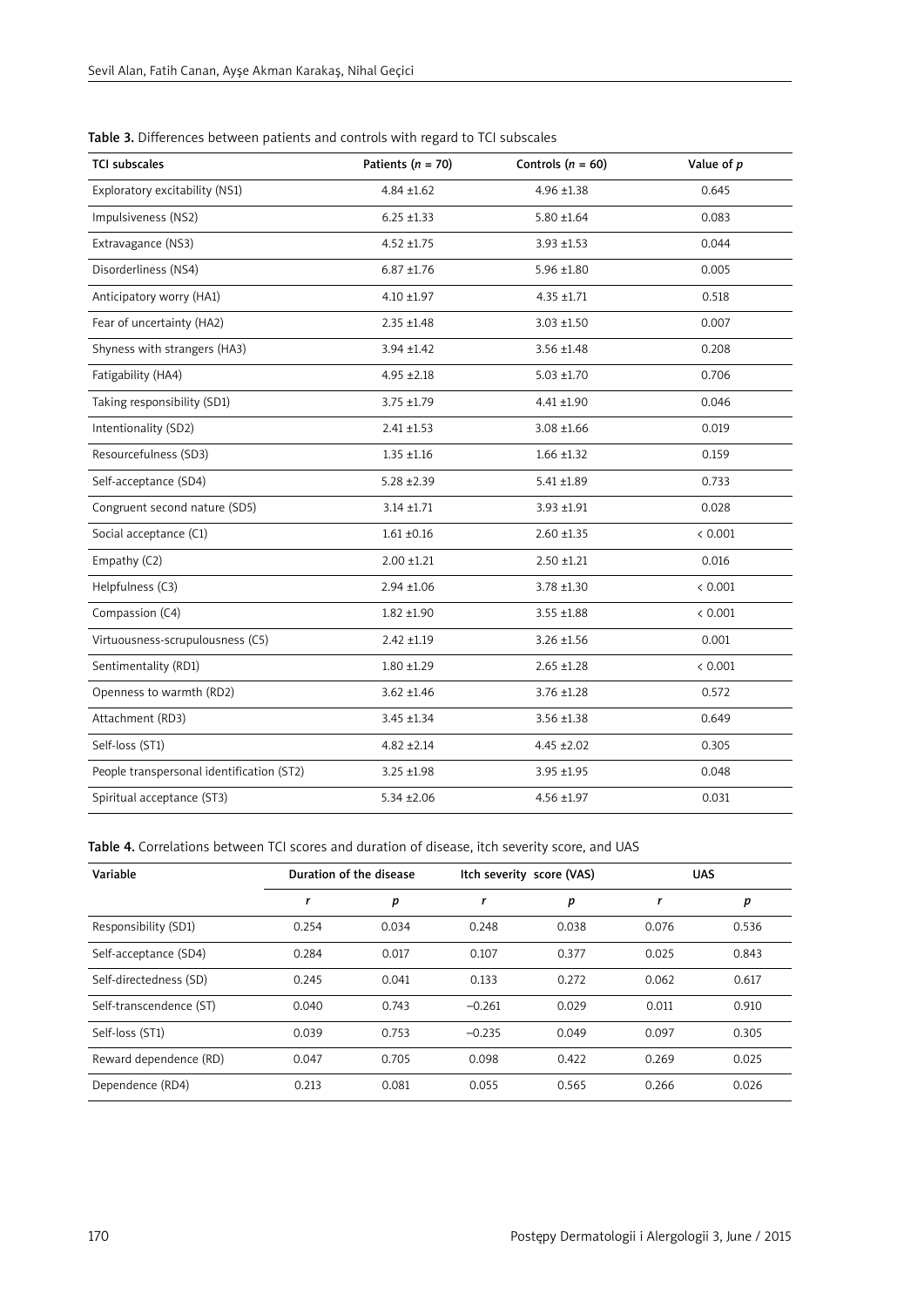**Table 3.** Differences between patients and controls with regard to TCI subscales

| TCI subscales | Patients ($n$ = 70) | Controls ($n$ = 60) | Value of $p$ |
|---|---|---|---|
| Exploratory excitability (NS1) | 4.84 ±1.62 | 4.96 ±1.38 | 0.645 |
| Impulsiveness (NS2) | 6.25 ±1.33 | 5.80 ±1.64 | 0.083 |
| Extravagance (NS3) | 4.52 ±1.75 | 3.93 ±1.53 | 0.044 |
| Disorderliness (NS4) | 6.87 ±1.76 | 5.96 ±1.80 | 0.005 |
| Anticipatory worry (HA1) | 4.10 ±1.97 | 4.35 ±1.71 | 0.518 |
| Fear of uncertainty (HA2) | 2.35 ±1.48 | 3.03 ±1.50 | 0.007 |
| Shyness with strangers (HA3) | 3.94 ±1.42 | 3.56 ±1.48 | 0.208 |
| Fatigability (HA4) | 4.95 ±2.18 | 5.03 ±1.70 | 0.706 |
| Taking responsibility (SD1) | 3.75 ±1.79 | 4.41 ±1.90 | 0.046 |
| Intentionality (SD2) | 2.41 ±1.53 | 3.08 ±1.66 | 0.019 |
| Resourcefulness (SD3) | 1.35 ±1.16 | 1.66 ±1.32 | 0.159 |
| Self-acceptance (SD4) | 5.28 ±2.39 | 5.41 ±1.89 | 0.733 |
| Congruent second nature (SD5) | 3.14 ±1.71 | 3.93 ±1.91 | 0.028 |
| Social acceptance (C1) | 1.61 ±0.16 | 2.60 ±1.35 | < 0.001 |
| Empathy (C2) | 2.00 ±1.21 | 2.50 ±1.21 | 0.016 |
| Helpfulness (C3) | 2.94 ±1.06 | 3.78 ±1.30 | < 0.001 |
| Compassion (C4) | 1.82 ±1.90 | 3.55 ±1.88 | < 0.001 |
| Virtuousness-scrupulousness (C5) | 2.42 ±1.19 | 3.26 ±1.56 | 0.001 |
| Sentimentality (RD1) | 1.80 ±1.29 | 2.65 ±1.28 | < 0.001 |
| Openness to warmth (RD2) | 3.62 ±1.46 | 3.76 ±1.28 | 0.572 |
| Attachment (RD3) | 3.45 ±1.34 | 3.56 ±1.38 | 0.649 |
| Self-loss (ST1) | 4.82 ±2.14 | 4.45 ±2.02 | 0.305 |
| People transpersonal identification (ST2) | 3.25 ±1.98 | 3.95 ±1.95 | 0.048 |
| Spiritual acceptance (ST3) | 5.34 ±2.06 | 4.56 ±1.97 | 0.031 |

**Table 4.** Correlations between TCI scores and duration of disease, itch severity score, and UAS

| Variable | Duration of the disease | | Itch severity score (VAS) | | UAS | |
|---|---|---|---|---|---|---|
| | $r$ | $p$ | $r$ | $p$ | $r$ | $p$ |
| Responsibility (SD1) | 0.254 | 0.034 | 0.248 | 0.038 | 0.076 | 0.536 |
| Self-acceptance (SD4) | 0.284 | 0.017 | 0.107 | 0.377 | 0.025 | 0.843 |
| Self-directedness (SD) | 0.245 | 0.041 | 0.133 | 0.272 | 0.062 | 0.617 |
| Self-transcendence (ST) | 0.040 | 0.743 | –0.261 | 0.029 | 0.011 | 0.910 |
| Self-loss (ST1) | 0.039 | 0.753 | –0.235 | 0.049 | 0.097 | 0.305 |
| Reward dependence (RD) | 0.047 | 0.705 | 0.098 | 0.422 | 0.269 | 0.025 |
| Dependence (RD4) | 0.213 | 0.081 | 0.055 | 0.565 | 0.266 | 0.026 |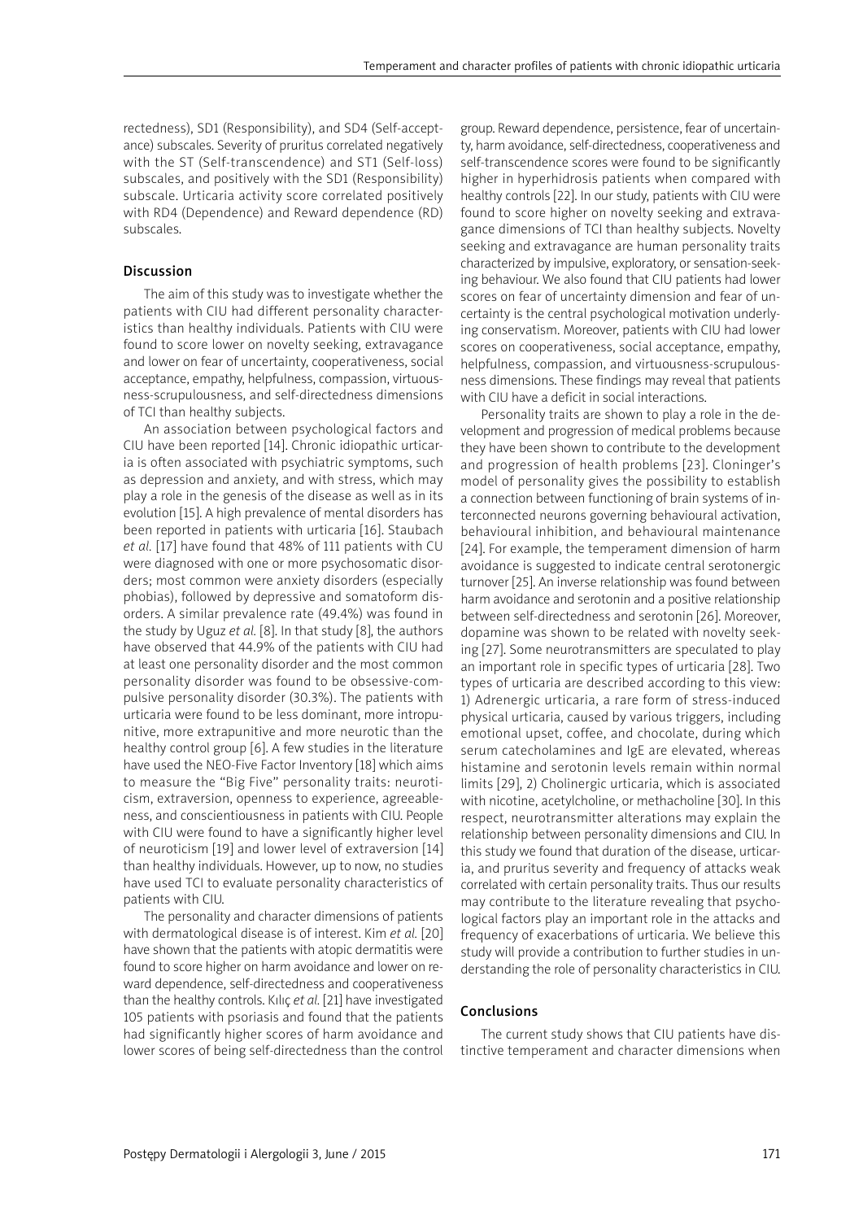rectedness), SD1 (Responsibility), and SD4 (Self-acceptance) subscales. Severity of pruritus correlated negatively with the ST (Self-transcendence) and ST1 (Self-loss) subscales, and positively with the SD1 (Responsibility) subscale. Urticaria activity score correlated positively with RD4 (Dependence) and Reward dependence (RD) subscales.

## Discussion

The aim of this study was to investigate whether the patients with CIU had different personality characteristics than healthy individuals. Patients with CIU were found to score lower on novelty seeking, extravagance and lower on fear of uncertainty, cooperativeness, social acceptance, empathy, helpfulness, compassion, virtuousness-scrupulousness, and self-directedness dimensions of TCI than healthy subjects.

An association between psychological factors and CIU have been reported [14]. Chronic idiopathic urticaria is often associated with psychiatric symptoms, such as depression and anxiety, and with stress, which may play a role in the genesis of the disease as well as in its evolution [15]. A high prevalence of mental disorders has been reported in patients with urticaria [16]. Staubach *et al.* [17] have found that 48% of 111 patients with CU were diagnosed with one or more psychosomatic disorders; most common were anxiety disorders (especially phobias), followed by depressive and somatoform disorders. A similar prevalence rate (49.4%) was found in the study by Uguz *et al.* [8]. In that study [8], the authors have observed that 44.9% of the patients with CIU had at least one personality disorder and the most common personality disorder was found to be obsessive-compulsive personality disorder (30.3%). The patients with urticaria were found to be less dominant, more intropunitive, more extrapunitive and more neurotic than the healthy control group [6]. A few studies in the literature have used the NEO-Five Factor Inventory [18] which aims to measure the "Big Five" personality traits: neuroticism, extraversion, openness to experience, agreeableness, and conscientiousness in patients with CIU. People with CIU were found to have a significantly higher level of neuroticism [19] and lower level of extraversion [14] than healthy individuals. However, up to now, no studies have used TCI to evaluate personality characteristics of patients with CIU.

The personality and character dimensions of patients with dermatological disease is of interest. Kim *et al.* [20] have shown that the patients with atopic dermatitis were found to score higher on harm avoidance and lower on reward dependence, self-directedness and cooperativeness than the healthy controls. Kılıç *et al.* [21] have investigated 105 patients with psoriasis and found that the patients had significantly higher scores of harm avoidance and lower scores of being self-directedness than the control group. Reward dependence, persistence, fear of uncertainty, harm avoidance, self-directedness, cooperativeness and self-transcendence scores were found to be significantly higher in hyperhidrosis patients when compared with healthy controls [22]. In our study, patients with CIU were found to score higher on novelty seeking and extravagance dimensions of TCI than healthy subjects. Novelty seeking and extravagance are human personality traits characterized by impulsive, exploratory, or sensation-seeking behaviour. We also found that CIU patients had lower scores on fear of uncertainty dimension and fear of uncertainty is the central psychological motivation underlying conservatism. Moreover, patients with CIU had lower scores on cooperativeness, social acceptance, empathy, helpfulness, compassion, and virtuousness-scrupulousness dimensions. These findings may reveal that patients with CIU have a deficit in social interactions.

Personality traits are shown to play a role in the development and progression of medical problems because they have been shown to contribute to the development and progression of health problems [23]. Cloninger's model of personality gives the possibility to establish a connection between functioning of brain systems of interconnected neurons governing behavioural activation, behavioural inhibition, and behavioural maintenance [24]. For example, the temperament dimension of harm avoidance is suggested to indicate central serotonergic turnover [25]. An inverse relationship was found between harm avoidance and serotonin and a positive relationship between self-directedness and serotonin [26]. Moreover, dopamine was shown to be related with novelty seeking [27]. Some neurotransmitters are speculated to play an important role in specific types of urticaria [28]. Two types of urticaria are described according to this view: 1) Adrenergic urticaria, a rare form of stress-induced physical urticaria, caused by various triggers, including emotional upset, coffee, and chocolate, during which serum catecholamines and IgE are elevated, whereas histamine and serotonin levels remain within normal limits [29], 2) Cholinergic urticaria, which is associated with nicotine, acetylcholine, or methacholine [30]. In this respect, neurotransmitter alterations may explain the relationship between personality dimensions and CIU. In this study we found that duration of the disease, urticaria, and pruritus severity and frequency of attacks weak correlated with certain personality traits. Thus our results may contribute to the literature revealing that psychological factors play an important role in the attacks and frequency of exacerbations of urticaria. We believe this study will provide a contribution to further studies in understanding the role of personality characteristics in CIU.

## Conclusions

The current study shows that CIU patients have distinctive temperament and character dimensions when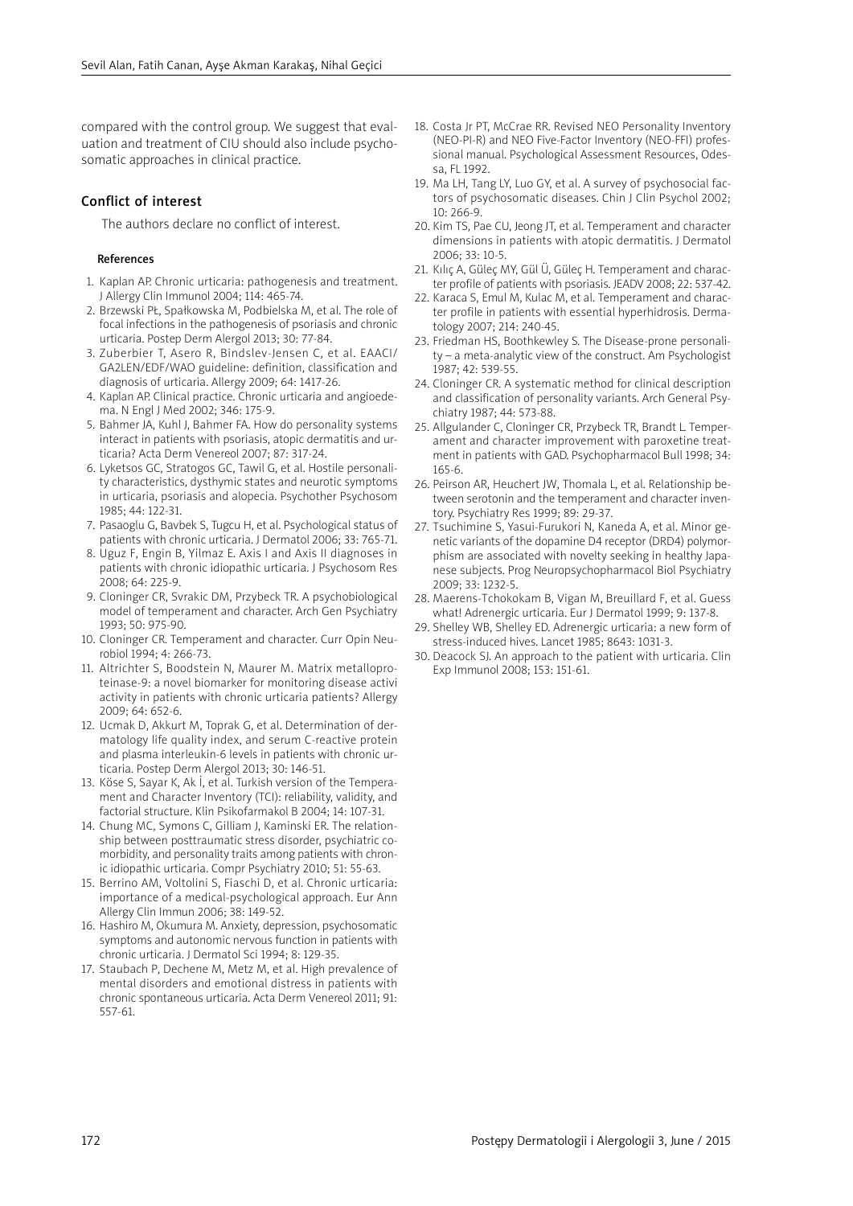compared with the control group. We suggest that evaluation and treatment of CIU should also include psychosomatic approaches in clinical practice.

## Conflict of interest

The authors declare no conflict of interest.

### References

1. Kaplan AP. Chronic urticaria: pathogenesis and treatment. J Allergy Clin Immunol 2004; 114: 465-74.
2. Brzewski PŁ, Spałkowska M, Podbielska M, et al. The role of focal infections in the pathogenesis of psoriasis and chronic urticaria. Postep Derm Alergol 2013; 30: 77-84.
3. Zuberbier T, Asero R, Bindslev-Jensen C, et al. EAACI/GA2LEN/EDF/WAO guideline: definition, classification and diagnosis of urticaria. Allergy 2009; 64: 1417-26.
4. Kaplan AP. Clinical practice. Chronic urticaria and angioedema. N Engl J Med 2002; 346: 175-9.
5. Bahmer JA, Kuhl J, Bahmer FA. How do personality systems interact in patients with psoriasis, atopic dermatitis and urticaria? Acta Derm Venereol 2007; 87: 317-24.
6. Lyketsos GC, Stratogos GC, Tawil G, et al. Hostile personality characteristics, dysthymic states and neurotic symptoms in urticaria, psoriasis and alopecia. Psychother Psychosom 1985; 44: 122-31.
7. Pasaoglu G, Bavbek S, Tugcu H, et al. Psychological status of patients with chronic urticaria. J Dermatol 2006; 33: 765-71.
8. Uguz F, Engin B, Yilmaz E. Axis I and Axis II diagnoses in patients with chronic idiopathic urticaria. J Psychosom Res 2008; 64: 225-9.
9. Cloninger CR, Svrakic DM, Przybeck TR. A psychobiological model of temperament and character. Arch Gen Psychiatry 1993; 50: 975-90.
10. Cloninger CR. Temperament and character. Curr Opin Neurobiol 1994; 4: 266-73.
11. Altrichter S, Boodstein N, Maurer M. Matrix metalloproteinase-9: a novel biomarker for monitoring disease activi activity in patients with chronic urticaria patients? Allergy 2009; 64: 652-6.
12. Ucmak D, Akkurt M, Toprak G, et al. Determination of dermatology life quality index, and serum C-reactive protein and plasma interleukin-6 levels in patients with chronic urticaria. Postep Derm Alergol 2013; 30: 146-51.
13. Köse S, Sayar K, Ak İ, et al. Turkish version of the Temperament and Character Inventory (TCI): reliability, validity, and factorial structure. Klin Psikofarmakol B 2004; 14: 107-31.
14. Chung MC, Symons C, Gilliam J, Kaminski ER. The relationship between posttraumatic stress disorder, psychiatric comorbidity, and personality traits among patients with chronic idiopathic urticaria. Compr Psychiatry 2010; 51: 55-63.
15. Berrino AM, Voltolini S, Fiaschi D, et al. Chronic urticaria: importance of a medical-psychological approach. Eur Ann Allergy Clin Immun 2006; 38: 149-52.
16. Hashiro M, Okumura M. Anxiety, depression, psychosomatic symptoms and autonomic nervous function in patients with chronic urticaria. J Dermatol Sci 1994; 8: 129-35.
17. Staubach P, Dechene M, Metz M, et al. High prevalence of mental disorders and emotional distress in patients with chronic spontaneous urticaria. Acta Derm Venereol 2011; 91: 557-61.
18. Costa Jr PT, McCrae RR. Revised NEO Personality Inventory (NEO-PI-R) and NEO Five-Factor Inventory (NEO-FFI) professional manual. Psychological Assessment Resources, Odessa, FL 1992.
19. Ma LH, Tang LY, Luo GY, et al. A survey of psychosocial factors of psychosomatic diseases. Chin J Clin Psychol 2002; 10: 266-9.
20. Kim TS, Pae CU, Jeong JT, et al. Temperament and character dimensions in patients with atopic dermatitis. J Dermatol 2006; 33: 10-5.
21. Kılıç A, Güleç MY, Gül Ü, Güleç H. Temperament and character profile of patients with psoriasis. JEADV 2008; 22: 537-42.
22. Karaca S, Emul M, Kulac M, et al. Temperament and character profile in patients with essential hyperhidrosis. Dermatology 2007; 214: 240-45.
23. Friedman HS, Boothkewley S. The Disease-prone personality – a meta-analytic view of the construct. Am Psychologist 1987; 42: 539-55.
24. Cloninger CR. A systematic method for clinical description and classification of personality variants. Arch General Psychiatry 1987; 44: 573-88.
25. Allgulander C, Cloninger CR, Przybeck TR, Brandt L. Temperament and character improvement with paroxetine treatment in patients with GAD. Psychopharmacol Bull 1998; 34: 165-6.
26. Peirson AR, Heuchert JW, Thomala L, et al. Relationship between serotonin and the temperament and character inventory. Psychiatry Res 1999; 89: 29-37.
27. Tsuchimine S, Yasui-Furukori N, Kaneda A, et al. Minor genetic variants of the dopamine D4 receptor (DRD4) polymorphism are associated with novelty seeking in healthy Japanese subjects. Prog Neuropsychopharmacol Biol Psychiatry 2009; 33: 1232-5.
28. Maerens-Tchokokam B, Vigan M, Breuillard F, et al. Guess what! Adrenergic urticaria. Eur J Dermatol 1999; 9: 137-8.
29. Shelley WB, Shelley ED. Adrenergic urticaria: a new form of stress-induced hives. Lancet 1985; 8643: 1031-3.
30. Deacock SJ. An approach to the patient with urticaria. Clin Exp Immunol 2008; 153: 151-61.